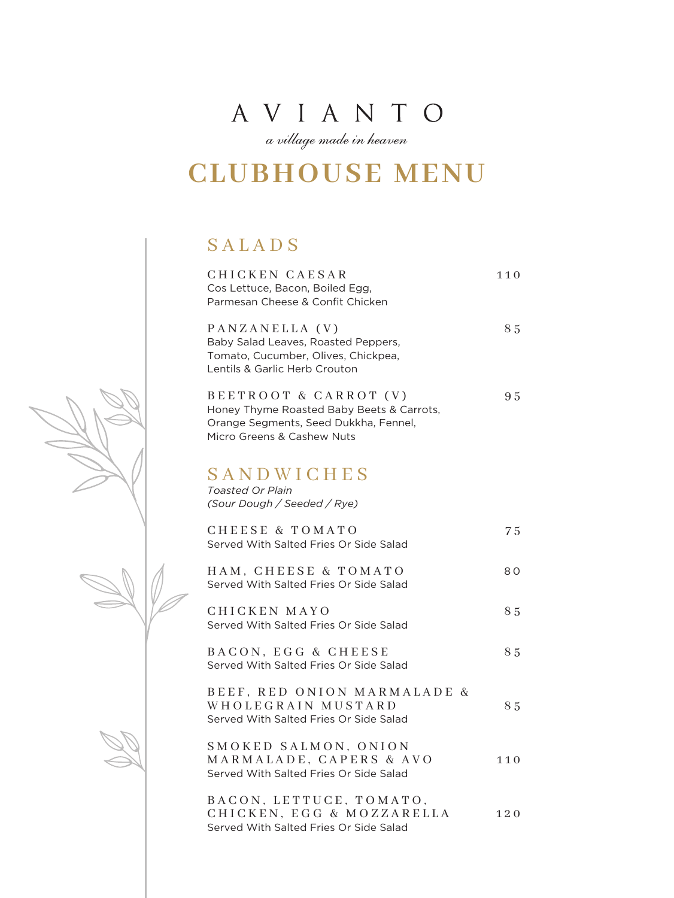# AVIANTO

*a village made in heaven*

# CLUBHOUSE MENU

## SALADS

**CHICKEN CAESAR** — 110
Cos Lettuce, Bacon, Boiled Egg, Parmesan Cheese & Confit Chicken

**PANZANELLA (V)** — 85
Baby Salad Leaves, Roasted Peppers, Tomato, Cucumber, Olives, Chickpea, Lentils & Garlic Herb Crouton

**BEETROOT & CARROT (V)** — 95
Honey Thyme Roasted Baby Beets & Carrots, Orange Segments, Seed Dukkha, Fennel, Micro Greens & Cashew Nuts

## SANDWICHES

*Toasted Or Plain*
*(Sour Dough / Seeded / Rye)*

**CHEESE & TOMATO** — 75
Served With Salted Fries Or Side Salad

**HAM, CHEESE & TOMATO** — 80
Served With Salted Fries Or Side Salad

**CHICKEN MAYO** — 85
Served With Salted Fries Or Side Salad

**BACON, EGG & CHEESE** — 85
Served With Salted Fries Or Side Salad

**BEEF, RED ONION MARMALADE & WHOLEGRAIN MUSTARD** — 85
Served With Salted Fries Or Side Salad

**SMOKED SALMON, ONION MARMALADE, CAPERS & AVO** — 110
Served With Salted Fries Or Side Salad

**BACON, LETTUCE, TOMATO, CHICKEN, EGG & MOZZARELLA** — 120
Served With Salted Fries Or Side Salad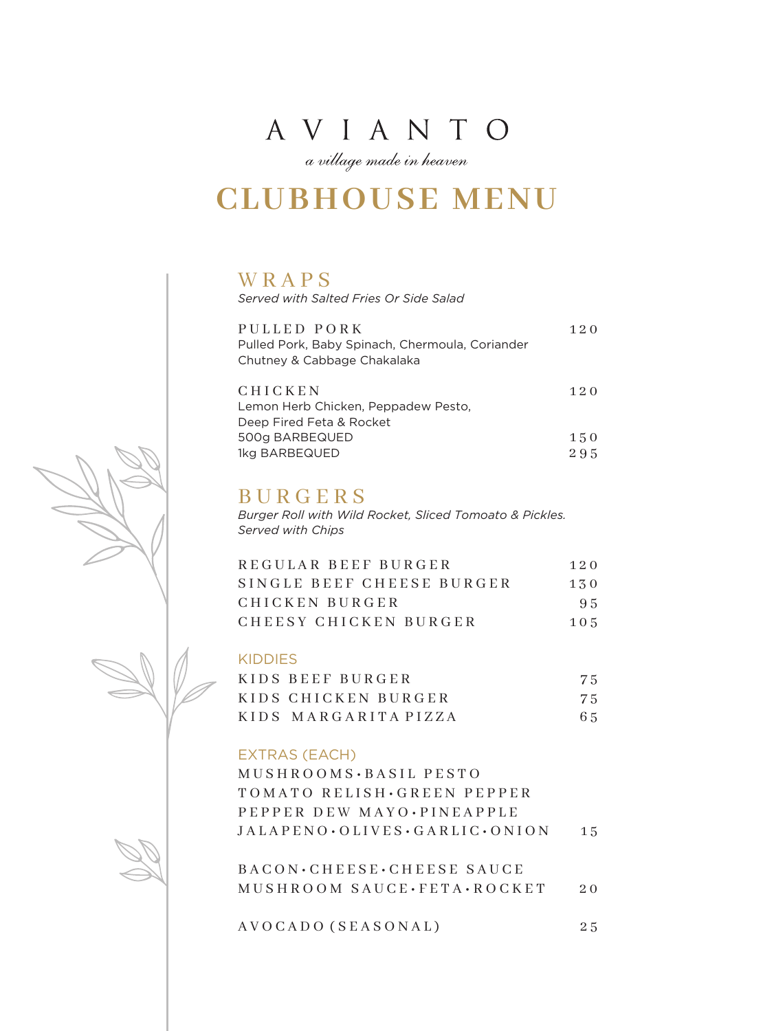# AVIANTO

*a village made in heaven*

# CLUBHOUSE MENU

## WRAPS

*Served with Salted Fries Or Side Salad*

| Item | Price |
|---|---|
| PULLED PORK<br>Pulled Pork, Baby Spinach, Chermoula, Coriander Chutney & Cabbage Chakalaka | 120 |
| CHICKEN<br>Lemon Herb Chicken, Peppadew Pesto, Deep Fired Feta & Rocket | 120 |
| 500g BARBEQUED | 150 |
| 1kg BARBEQUED | 295 |

## BURGERS

*Burger Roll with Wild Rocket, Sliced Tomoato & Pickles. Served with Chips*

| Item | Price |
|---|---|
| REGULAR BEEF BURGER | 120 |
| SINGLE BEEF CHEESE BURGER | 130 |
| CHICKEN BURGER | 95 |
| CHEESY CHICKEN BURGER | 105 |

### KIDDIES

| Item | Price |
|---|---|
| KIDS BEEF BURGER | 75 |
| KIDS CHICKEN BURGER | 75 |
| KIDS MARGARITA PIZZA | 65 |

### EXTRAS (EACH)

| Item | Price |
|---|---|
| MUSHROOMS • BASIL PESTO<br>TOMATO RELISH • GREEN PEPPER<br>PEPPER DEW MAYO • PINEAPPLE<br>JALAPENO • OLIVES • GARLIC • ONION | 15 |
| BACON • CHEESE • CHEESE SAUCE<br>MUSHROOM SAUCE • FETA • ROCKET | 20 |
| AVOCADO (SEASONAL) | 25 |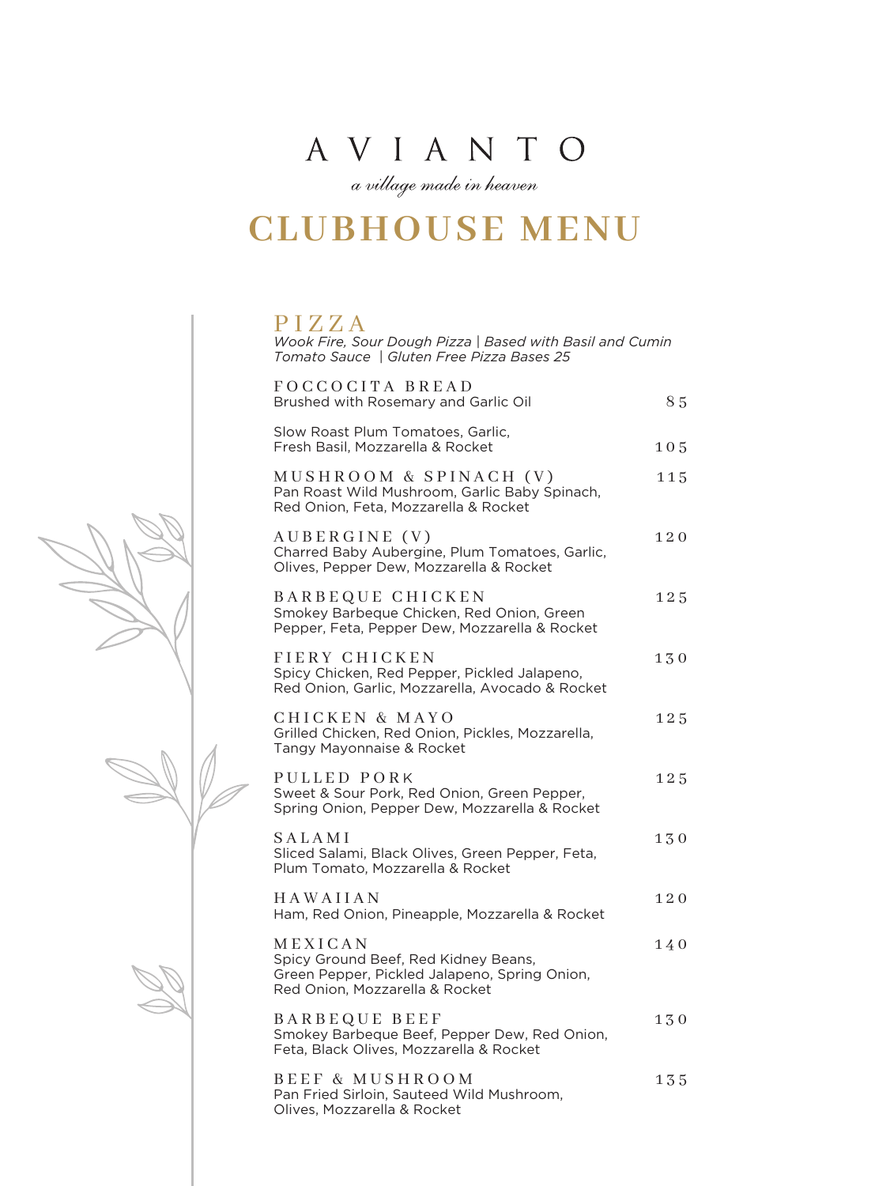# AVIANTO

*a village made in heaven*

# CLUBHOUSE MENU

## PIZZA

*Wook Fire, Sour Dough Pizza | Based with Basil and Cumin Tomato Sauce | Gluten Free Pizza Bases 25*

**FOCCOCITA BREAD** — 85
Brushed with Rosemary and Garlic Oil

Slow Roast Plum Tomatoes, Garlic, Fresh Basil, Mozzarella & Rocket — 105

**MUSHROOM & SPINACH (V)** — 115
Pan Roast Wild Mushroom, Garlic Baby Spinach, Red Onion, Feta, Mozzarella & Rocket

**AUBERGINE (V)** — 120
Charred Baby Aubergine, Plum Tomatoes, Garlic, Olives, Pepper Dew, Mozzarella & Rocket

**BARBEQUE CHICKEN** — 125
Smokey Barbeque Chicken, Red Onion, Green Pepper, Feta, Pepper Dew, Mozzarella & Rocket

**FIERY CHICKEN** — 130
Spicy Chicken, Red Pepper, Pickled Jalapeno, Red Onion, Garlic, Mozzarella, Avocado & Rocket

**CHICKEN & MAYO** — 125
Grilled Chicken, Red Onion, Pickles, Mozzarella, Tangy Mayonnaise & Rocket

**PULLED PORK** — 125
Sweet & Sour Pork, Red Onion, Green Pepper, Spring Onion, Pepper Dew, Mozzarella & Rocket

**SALAMI** — 130
Sliced Salami, Black Olives, Green Pepper, Feta, Plum Tomato, Mozzarella & Rocket

**HAWAIIAN** — 120
Ham, Red Onion, Pineapple, Mozzarella & Rocket

**MEXICAN** — 140
Spicy Ground Beef, Red Kidney Beans, Green Pepper, Pickled Jalapeno, Spring Onion, Red Onion, Mozzarella & Rocket

**BARBEQUE BEEF** — 130
Smokey Barbeque Beef, Pepper Dew, Red Onion, Feta, Black Olives, Mozzarella & Rocket

**BEEF & MUSHROOM** — 135
Pan Fried Sirloin, Sauteed Wild Mushroom, Olives, Mozzarella & Rocket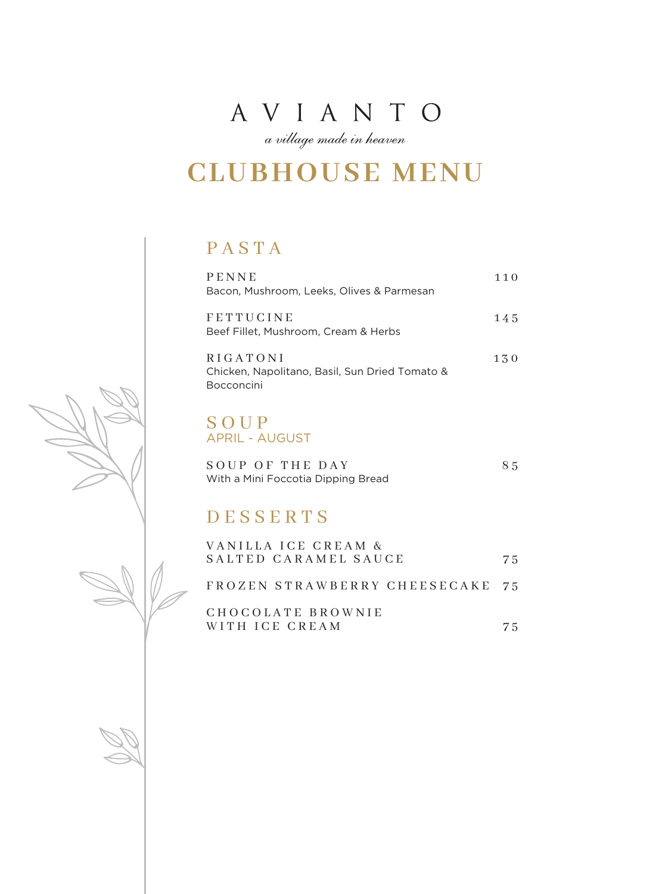# AVIANTO

*a village made in heaven*

# CLUBHOUSE MENU

## PASTA

**PENNE** — 110
Bacon, Mushroom, Leeks, Olives & Parmesan

**FETTUCINE** — 145
Beef Fillet, Mushroom, Cream & Herbs

**RIGATONI** — 130
Chicken, Napolitano, Basil, Sun Dried Tomato & Bocconcini

## SOUP

APRIL - AUGUST

**SOUP OF THE DAY** — 85
With a Mini Foccotia Dipping Bread

## DESSERTS

**VANILLA ICE CREAM & SALTED CARAMEL SAUCE** — 75

**FROZEN STRAWBERRY CHEESECAKE** — 75

**CHOCOLATE BROWNIE WITH ICE CREAM** — 75